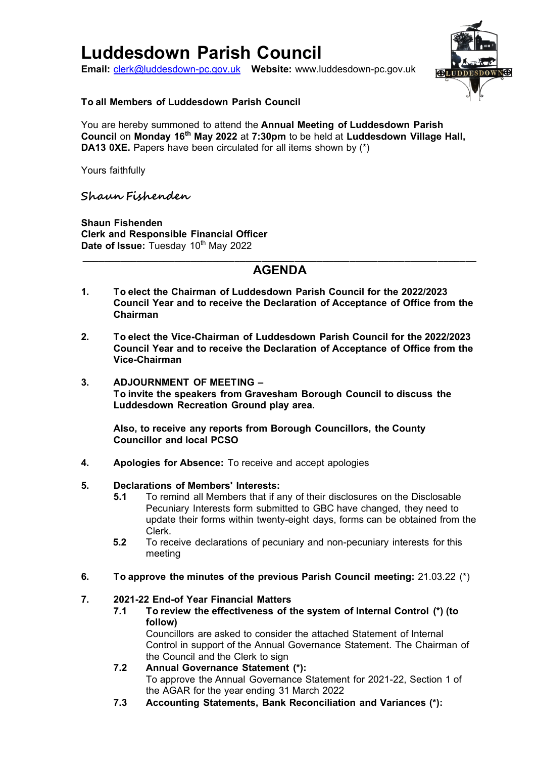# Luddesdown Parish Council

**Email:** clerk@luddesdown-pc.gov.uk **Website:** www.luddesdown-pc.gov.uk

**To all Members of Luddesdown Parish Council**

You are hereby summoned to attend the **Annual Meeting of Luddesdown Parish Council** on **Monday 16th May 2022** at **7:30pm** to be held at **Luddesdown Village Hall, DA13 0XE.** Papers have been circulated for all items shown by (*)

Yours faithfully

*Shaun Fishenden*

**Shaun Fishenden**
**Clerk and Responsible Financial Officer**
**Date of Issue:** Tuesday 10th May 2022

---

## AGENDA

1. **To elect the Chairman of Luddesdown Parish Council for the 2022/2023 Council Year and to receive the Declaration of Acceptance of Office from the Chairman**

2. **To elect the Vice-Chairman of Luddesdown Parish Council for the 2022/2023 Council Year and to receive the Declaration of Acceptance of Office from the Vice-Chairman**

3. **ADJOURNMENT OF MEETING –**
   **To invite the speakers from Gravesham Borough Council to discuss the Luddesdown Recreation Ground play area.**

   **Also, to receive any reports from Borough Councillors, the County Councillor and local PCSO**

4. **Apologies for Absence:** To receive and accept apologies

5. **Declarations of Members' Interests:**
   - **5.1** To remind all Members that if any of their disclosures on the Disclosable Pecuniary Interests form submitted to GBC have changed, they need to update their forms within twenty-eight days, forms can be obtained from the Clerk.
   - **5.2** To receive declarations of pecuniary and non-pecuniary interests for this meeting

6. **To approve the minutes of the previous Parish Council meeting:** 21.03.22 (*)

7. **2021-22 End-of Year Financial Matters**
   - **7.1 To review the effectiveness of the system of Internal Control (*) (to follow)**
     Councillors are asked to consider the attached Statement of Internal Control in support of the Annual Governance Statement. The Chairman of the Council and the Clerk to sign
   - **7.2 Annual Governance Statement (*):**
     To approve the Annual Governance Statement for 2021-22, Section 1 of the AGAR for the year ending 31 March 2022
   - **7.3 Accounting Statements, Bank Reconciliation and Variances (*):**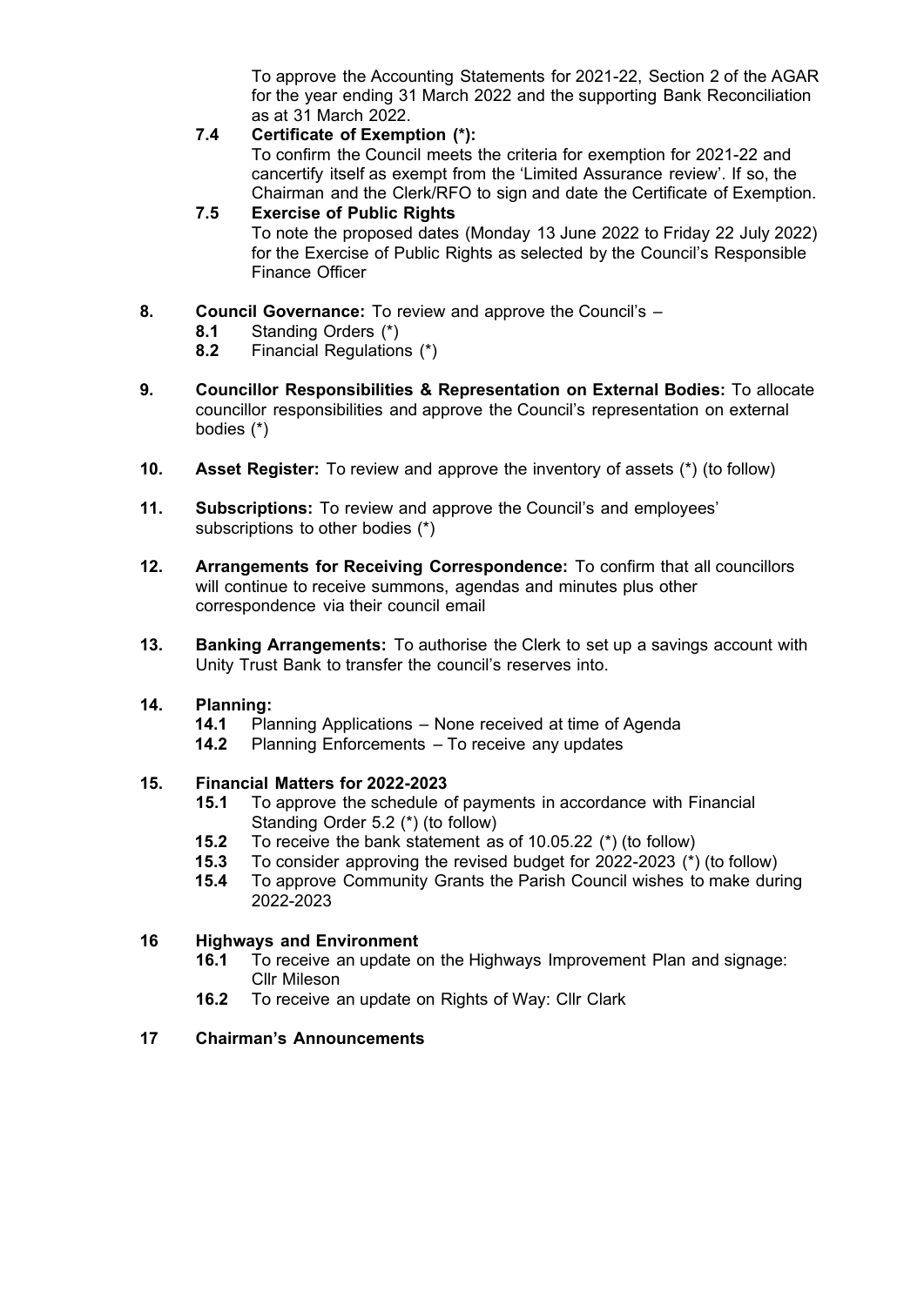To approve the Accounting Statements for 2021-22, Section 2 of the AGAR for the year ending 31 March 2022 and the supporting Bank Reconciliation as at 31 March 2022.

**7.4 Certificate of Exemption (*):**
To confirm the Council meets the criteria for exemption for 2021-22 and cancertify itself as exempt from the 'Limited Assurance review'. If so, the Chairman and the Clerk/RFO to sign and date the Certificate of Exemption.

**7.5 Exercise of Public Rights**
To note the proposed dates (Monday 13 June 2022 to Friday 22 July 2022) for the Exercise of Public Rights as selected by the Council's Responsible Finance Officer

**8. Council Governance:** To review and approve the Council's –
- **8.1** Standing Orders (*)
- **8.2** Financial Regulations (*)

**9. Councillor Responsibilities & Representation on External Bodies:** To allocate councillor responsibilities and approve the Council's representation on external bodies (*)

**10. Asset Register:** To review and approve the inventory of assets (*) (to follow)

**11. Subscriptions:** To review and approve the Council's and employees' subscriptions to other bodies (*)

**12. Arrangements for Receiving Correspondence:** To confirm that all councillors will continue to receive summons, agendas and minutes plus other correspondence via their council email

**13. Banking Arrangements:** To authorise the Clerk to set up a savings account with Unity Trust Bank to transfer the council's reserves into.

**14. Planning:**
- **14.1** Planning Applications – None received at time of Agenda
- **14.2** Planning Enforcements – To receive any updates

**15. Financial Matters for 2022-2023**
- **15.1** To approve the schedule of payments in accordance with Financial Standing Order 5.2 (*) (to follow)
- **15.2** To receive the bank statement as of 10.05.22 (*) (to follow)
- **15.3** To consider approving the revised budget for 2022-2023 (*) (to follow)
- **15.4** To approve Community Grants the Parish Council wishes to make during 2022-2023

**16 Highways and Environment**
- **16.1** To receive an update on the Highways Improvement Plan and signage: Cllr Mileson
- **16.2** To receive an update on Rights of Way: Cllr Clark

**17 Chairman's Announcements**